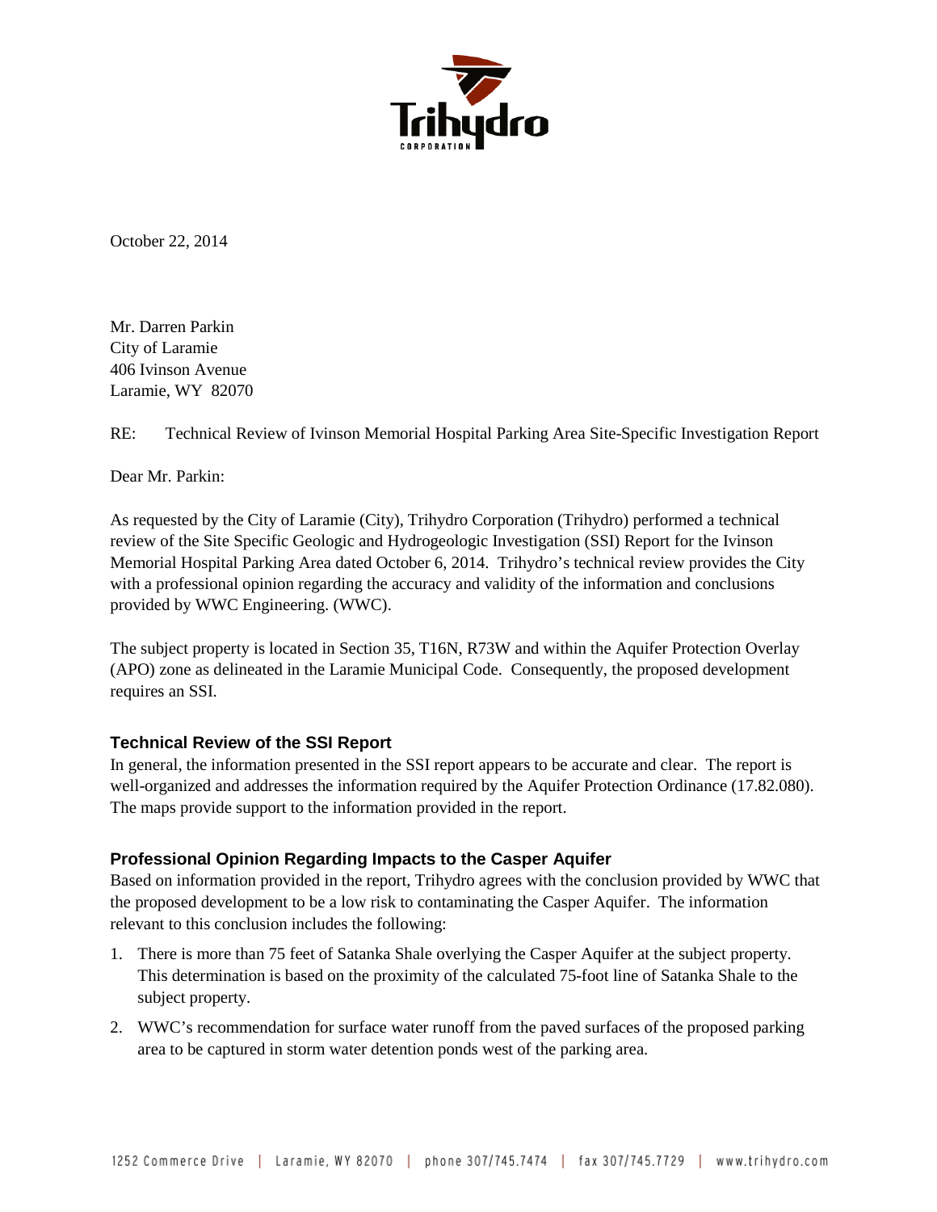Trihydro

CORPORATION

October 22, 2014

Mr. Darren Parkin
City of Laramie
406 Ivinson Avenue
Laramie, WY 82070

RE: Technical Review of Ivinson Memorial Hospital Parking Area Site-Specific Investigation Report

Dear Mr. Parkin:

As requested by the City of Laramie (City), Trihydro Corporation (Trihydro) performed a technical review of the Site Specific Geologic and Hydrogeologic Investigation (SSI) Report for the Ivinson Memorial Hospital Parking Area dated October 6, 2014. Trihydro's technical review provides the City with a professional opinion regarding the accuracy and validity of the information and conclusions provided by WWC Engineering. (WWC).

The subject property is located in Section 35, T16N, R73W and within the Aquifer Protection Overlay (APO) zone as delineated in the Laramie Municipal Code. Consequently, the proposed development requires an SSI.

## Technical Review of the SSI Report

In general, the information presented in the SSI report appears to be accurate and clear. The report is well-organized and addresses the information required by the Aquifer Protection Ordinance (17.82.080). The maps provide support to the information provided in the report.

## Professional Opinion Regarding Impacts to the Casper Aquifer

Based on information provided in the report, Trihydro agrees with the conclusion provided by WWC that the proposed development to be a low risk to contaminating the Casper Aquifer. The information relevant to this conclusion includes the following:

1. There is more than 75 feet of Satanka Shale overlying the Casper Aquifer at the subject property. This determination is based on the proximity of the calculated 75-foot line of Satanka Shale to the subject property.
2. WWC's recommendation for surface water runoff from the paved surfaces of the proposed parking area to be captured in storm water detention ponds west of the parking area.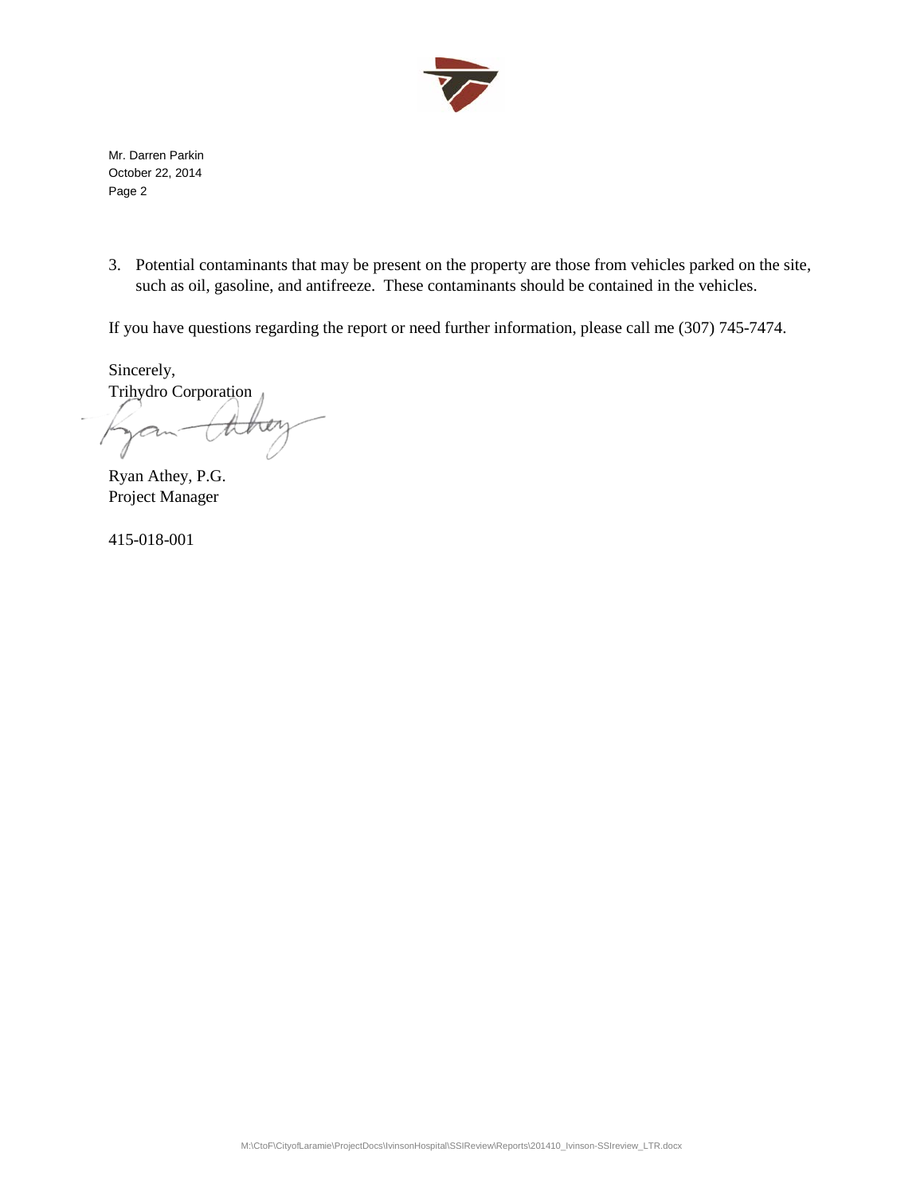Mr. Darren Parkin
October 22, 2014

3. Potential contaminants that may be present on the property are those from vehicles parked on the site, such as oil, gasoline, and antifreeze. These contaminants should be contained in the vehicles.

If you have questions regarding the report or need further information, please call me (307) 745-7474.

Sincerely,
Trihydro Corporation

Ryan Athey, P.G.
Project Manager

415-018-001

M:\CtoF\CityofLaramie\ProjectDocs\IvinsonHospital\SSIReview\Reports\201410_Ivinson-SSIreview_LTR.docx